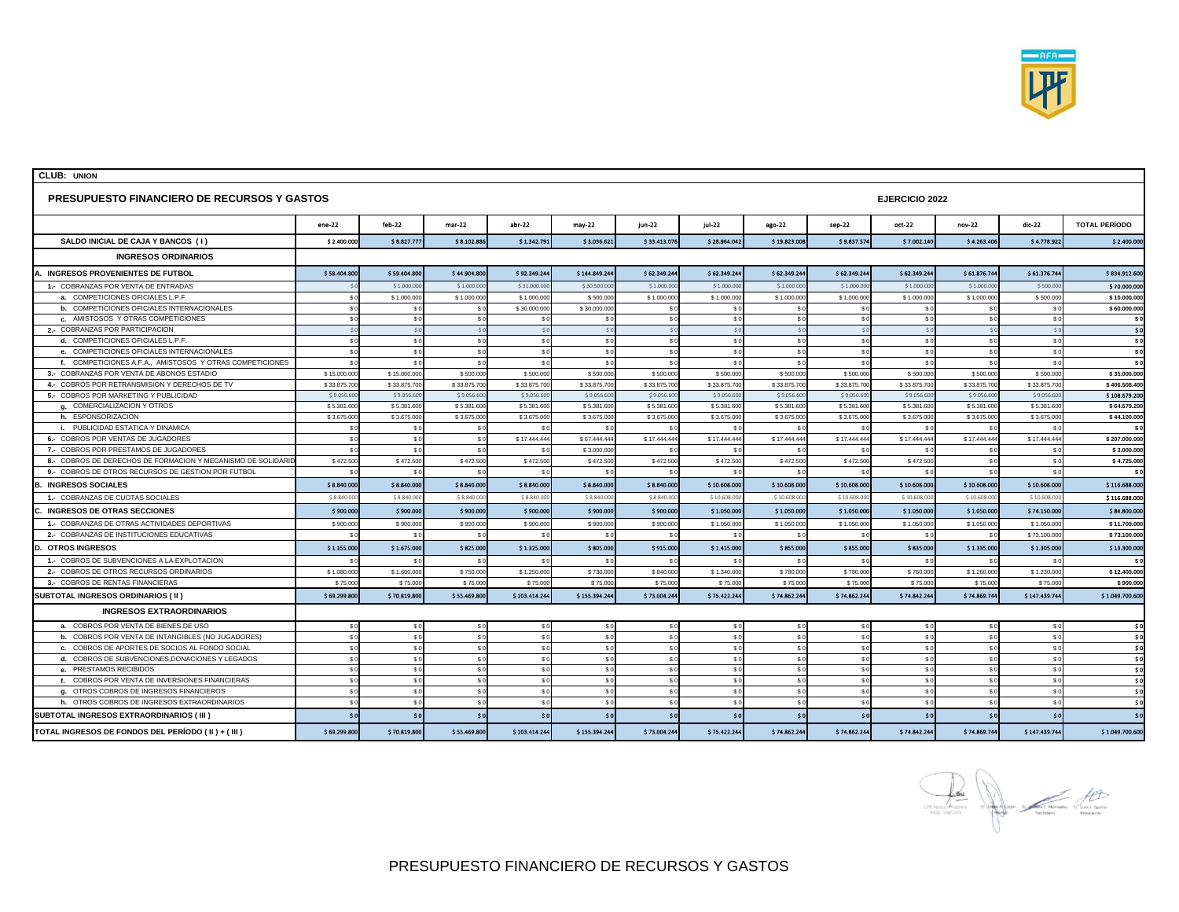**CLUB: UNION**

## PRESUPUESTO FINANCIERO DE RECURSOS Y GASTOS

**EJERCICIO 2022**

| | ene-22 | feb-22 | mar-22 | abr-22 | may-22 | jun-22 | jul-22 | ago-22 | sep-22 | oct-22 | nov-22 | dic-22 | TOTAL PERÍODO |
|---|---|---|---|---|---|---|---|---|---|---|---|---|---|
| **SALDO INICIAL DE CAJA Y BANCOS ( I )** | $ 2.400.000 | $ 8.827.777 | $ 8.102.886 | $ 1.342.791 | $ 3.036.621 | $ 33.413.076 | $ 28.964.042 | $ 19.823.008 | $ 9.837.574 | $ 7.002.140 | $ 4.263.406 | $ 4.778.922 | $ 2.400.000 |
| **INGRESOS ORDINARIOS** | | | | | | | | | | | | | |
| **A. INGRESOS PROVENIENTES DE FUTBOL** | $ 58.404.800 | $ 59.404.800 | $ 44.904.800 | $ 92.349.244 | $ 144.849.244 | $ 62.349.244 | $ 62.349.244 | $ 62.349.244 | $ 62.349.244 | $ 62.349.244 | $ 61.876.744 | $ 61.376.744 | $ 834.912.600 |
| 1.- COBRANZAS POR VENTA DE ENTRADAS | $ 0 | $ 1.000.000 | $ 1.000.000 | $ 31.000.000 | $ 30.500.000 | $ 1.000.000 | $ 1.000.000 | $ 1.000.000 | $ 1.000.000 | $ 1.000.000 | $ 1.000.000 | $ 500.000 | $ 70.000.000 |
| a. COMPETICIONES OFICIALES L.P.F. | $ 0 | $ 1.000.000 | $ 1.000.000 | $ 1.000.000 | $ 500.000 | $ 1.000.000 | $ 1.000.000 | $ 1.000.000 | $ 1.000.000 | $ 1.000.000 | $ 1.000.000 | $ 500.000 | $ 10.000.000 |
| b. COMPETICIONES OFICIALES INTERNACIONALES | $ 0 | $ 0 | $ 0 | $ 30.000.000 | $ 30.000.000 | $ 0 | $ 0 | $ 0 | $ 0 | $ 0 | $ 0 | $ 0 | $ 60.000.000 |
| c. AMISTOSOS Y OTRAS COMPETICIONES | $ 0 | $ 0 | $ 0 | $ 0 | $ 0 | $ 0 | $ 0 | $ 0 | $ 0 | $ 0 | $ 0 | $ 0 | $ 0 |
| 2.- COBRANZAS POR PARTICIPACION | $ 0 | $ 0 | $ 0 | $ 0 | $ 0 | $ 0 | $ 0 | $ 0 | $ 0 | $ 0 | $ 0 | $ 0 | $ 0 |
| d. COMPETICIONES OFICIALES L.P.F. | $ 0 | $ 0 | $ 0 | $ 0 | $ 0 | $ 0 | $ 0 | $ 0 | $ 0 | $ 0 | $ 0 | $ 0 | $ 0 |
| e. COMPETICIONES OFICIALES INTERNACIONALES | $ 0 | $ 0 | $ 0 | $ 0 | $ 0 | $ 0 | $ 0 | $ 0 | $ 0 | $ 0 | $ 0 | $ 0 | $ 0 |
| f. COMPETICIONES A.F.A., AMISTOSOS Y OTRAS COMPETICIONES | $ 0 | $ 0 | $ 0 | $ 0 | $ 0 | $ 0 | $ 0 | $ 0 | $ 0 | $ 0 | $ 0 | $ 0 | $ 0 |
| 3.- COBRANZAS POR VENTA DE ABONOS ESTADIO | $ 15.000.000 | $ 15.000.000 | $ 500.000 | $ 500.000 | $ 500.000 | $ 500.000 | $ 500.000 | $ 500.000 | $ 500.000 | $ 500.000 | $ 500.000 | $ 500.000 | $ 35.000.000 |
| 4.- COBROS POR RETRANSMISION Y DERECHOS DE TV | $ 33.875.700 | $ 33.875.700 | $ 33.875.700 | $ 33.875.700 | $ 33.875.700 | $ 33.875.700 | $ 33.875.700 | $ 33.875.700 | $ 33.875.700 | $ 33.875.700 | $ 33.875.700 | $ 33.875.700 | $ 406.508.400 |
| 5.- COBROS POR MARKETING Y PUBLICIDAD | $ 9.056.600 | $ 9.056.600 | $ 9.056.600 | $ 9.056.600 | $ 9.056.600 | $ 9.056.600 | $ 9.056.600 | $ 9.056.600 | $ 9.056.600 | $ 9.056.600 | $ 9.056.600 | $ 9.056.600 | $ 108.679.200 |
| g. COMERCIALIZACION Y OTROS | $ 5.381.600 | $ 5.381.600 | $ 5.381.600 | $ 5.381.600 | $ 5.381.600 | $ 5.381.600 | $ 5.381.600 | $ 5.381.600 | $ 5.381.600 | $ 5.381.600 | $ 5.381.600 | $ 5.381.600 | $ 64.579.200 |
| h. ESPONSORIZACION | $ 3.675.000 | $ 3.675.000 | $ 3.675.000 | $ 3.675.000 | $ 3.675.000 | $ 3.675.000 | $ 3.675.000 | $ 3.675.000 | $ 3.675.000 | $ 3.675.000 | $ 3.675.000 | $ 3.675.000 | $ 44.100.000 |
| i. PUBLICIDAD ESTATICA Y DINAMICA | $ 0 | $ 0 | $ 0 | $ 0 | $ 0 | $ 0 | $ 0 | $ 0 | $ 0 | $ 0 | $ 0 | $ 0 | $ 0 |
| 6.- COBROS POR VENTAS DE JUGADORES | $ 0 | $ 0 | $ 0 | $ 17.444.444 | $ 67.444.444 | $ 17.444.444 | $ 17.444.444 | $ 17.444.444 | $ 17.444.444 | $ 17.444.444 | $ 17.444.444 | $ 17.444.444 | $ 207.000.000 |
| 7.- COBROS POR PRESTAMOS DE JUGADORES | $ 0 | $ 0 | $ 0 | $ 0 | $ 3.000.000 | $ 0 | $ 0 | $ 0 | $ 0 | $ 0 | $ 0 | $ 0 | $ 3.000.000 |
| 8.- COBROS DE DERECHOS DE FORMACION Y MECANISMO DE SOLIDARID | $ 472.500 | $ 472.500 | $ 472.500 | $ 472.500 | $ 472.500 | $ 472.500 | $ 472.500 | $ 472.500 | $ 472.500 | $ 472.500 | $ 0 | $ 0 | $ 4.725.000 |
| 9.- COBROS DE OTROS RECURSOS DE GESTION POR FUTBOL | $ 0 | $ 0 | $ 0 | $ 0 | $ 0 | $ 0 | $ 0 | $ 0 | $ 0 | $ 0 | $ 0 | $ 0 | $ 0 |
| **B. INGRESOS SOCIALES** | $ 8.840.000 | $ 8.840.000 | $ 8.840.000 | $ 8.840.000 | $ 8.840.000 | $ 8.840.000 | $ 10.608.000 | $ 10.608.000 | $ 10.608.000 | $ 10.608.000 | $ 10.608.000 | $ 10.608.000 | $ 116.688.000 |
| 1.- COBRANZAS DE CUOTAS SOCIALES | $ 8.840.000 | $ 8.840.000 | $ 8.840.000 | $ 8.840.000 | $ 8.840.000 | $ 8.840.000 | $ 10.608.000 | $ 10.608.000 | $ 10.608.000 | $ 10.608.000 | $ 10.608.000 | $ 10.608.000 | $ 116.688.000 |
| **C. INGRESOS DE OTRAS SECCIONES** | $ 900.000 | $ 900.000 | $ 900.000 | $ 900.000 | $ 900.000 | $ 900.000 | $ 1.050.000 | $ 1.050.000 | $ 1.050.000 | $ 1.050.000 | $ 1.050.000 | $ 74.150.000 | $ 84.800.000 |
| 1.- COBRANZAS DE OTRAS ACTIVIDADES DEPORTIVAS | $ 900.000 | $ 900.000 | $ 900.000 | $ 900.000 | $ 900.000 | $ 900.000 | $ 1.050.000 | $ 1.050.000 | $ 1.050.000 | $ 1.050.000 | $ 1.050.000 | $ 1.050.000 | $ 11.700.000 |
| 2.- COBRANZAS DE INSTITUCIONES EDUCATIVAS | $ 0 | $ 0 | $ 0 | $ 0 | $ 0 | $ 0 | $ 0 | $ 0 | $ 0 | $ 0 | $ 0 | $ 73.100.000 | $ 73.100.000 |
| **D. OTROS INGRESOS** | $ 1.155.000 | $ 1.675.000 | $ 825.000 | $ 1.325.000 | $ 805.000 | $ 915.000 | $ 1.415.000 | $ 855.000 | $ 855.000 | $ 835.000 | $ 1.335.000 | $ 1.305.000 | $ 13.300.000 |
| 1.- COBROS DE SUBVENCIONES A LA EXPLOTACION | $ 0 | $ 0 | $ 0 | $ 0 | $ 0 | $ 0 | $ 0 | $ 0 | $ 0 | $ 0 | $ 0 | $ 0 | $ 0 |
| 2.- COBROS DE OTROS RECURSOS ORDINARIOS | $ 1.080.000 | $ 1.600.000 | $ 750.000 | $ 1.250.000 | $ 730.000 | $ 840.000 | $ 1.340.000 | $ 780.000 | $ 780.000 | $ 760.000 | $ 1.260.000 | $ 1.230.000 | $ 12.400.000 |
| 3.- COBROS DE RENTAS FINANCIERAS | $ 75.000 | $ 75.000 | $ 75.000 | $ 75.000 | $ 75.000 | $ 75.000 | $ 75.000 | $ 75.000 | $ 75.000 | $ 75.000 | $ 75.000 | $ 75.000 | $ 900.000 |
| **SUBTOTAL INGRESOS ORDINARIOS ( II )** | $ 69.299.800 | $ 70.819.800 | $ 55.469.800 | $ 103.414.244 | $ 155.394.244 | $ 73.004.244 | $ 75.422.244 | $ 74.862.244 | $ 74.862.244 | $ 74.842.244 | $ 74.869.744 | $ 147.439.744 | $ 1.049.700.600 |
| **INGRESOS EXTRAORDINARIOS** | | | | | | | | | | | | | |
| a. COBROS POR VENTA DE BIENES DE USO | $ 0 | $ 0 | $ 0 | $ 0 | $ 0 | $ 0 | $ 0 | $ 0 | $ 0 | $ 0 | $ 0 | $ 0 | $ 0 |
| b. COBROS POR VENTA DE INTANGIBLES (NO JUGADORES) | $ 0 | $ 0 | $ 0 | $ 0 | $ 0 | $ 0 | $ 0 | $ 0 | $ 0 | $ 0 | $ 0 | $ 0 | $ 0 |
| c. COBROS DE APORTES DE SOCIOS AL FONDO SOCIAL | $ 0 | $ 0 | $ 0 | $ 0 | $ 0 | $ 0 | $ 0 | $ 0 | $ 0 | $ 0 | $ 0 | $ 0 | $ 0 |
| d. COBROS DE SUBVENCIONES,DONACIONES Y LEGADOS | $ 0 | $ 0 | $ 0 | $ 0 | $ 0 | $ 0 | $ 0 | $ 0 | $ 0 | $ 0 | $ 0 | $ 0 | $ 0 |
| e. PRESTAMOS RECIBIDOS | $ 0 | $ 0 | $ 0 | $ 0 | $ 0 | $ 0 | $ 0 | $ 0 | $ 0 | $ 0 | $ 0 | $ 0 | $ 0 |
| f. COBROS POR VENTA DE INVERSIONES FINANCIERAS | $ 0 | $ 0 | $ 0 | $ 0 | $ 0 | $ 0 | $ 0 | $ 0 | $ 0 | $ 0 | $ 0 | $ 0 | $ 0 |
| g. OTROS COBROS DE INGRESOS FINANCIEROS | $ 0 | $ 0 | $ 0 | $ 0 | $ 0 | $ 0 | $ 0 | $ 0 | $ 0 | $ 0 | $ 0 | $ 0 | $ 0 |
| h. OTROS COBROS DE INGRESOS EXTRAORDINARIOS | $ 0 | $ 0 | $ 0 | $ 0 | $ 0 | $ 0 | $ 0 | $ 0 | $ 0 | $ 0 | $ 0 | $ 0 | $ 0 |
| **SUBTOTAL INGRESOS EXTRAORDINARIOS ( III )** | $ 0 | $ 0 | $ 0 | $ 0 | $ 0 | $ 0 | $ 0 | $ 0 | $ 0 | $ 0 | $ 0 | $ 0 | $ 0 |
| **TOTAL INGRESOS DE FONDOS DEL PERÍODO ( II ) + ( III )** | $ 69.299.800 | $ 70.819.800 | $ 55.469.800 | $ 103.414.244 | $ 155.394.244 | $ 73.004.244 | $ 75.422.244 | $ 74.862.244 | $ 74.862.244 | $ 74.842.244 | $ 74.869.744 | $ 147.439.744 | $ 1.049.700.600 |

PRESUPUESTO FINANCIERO DE RECURSOS Y GASTOS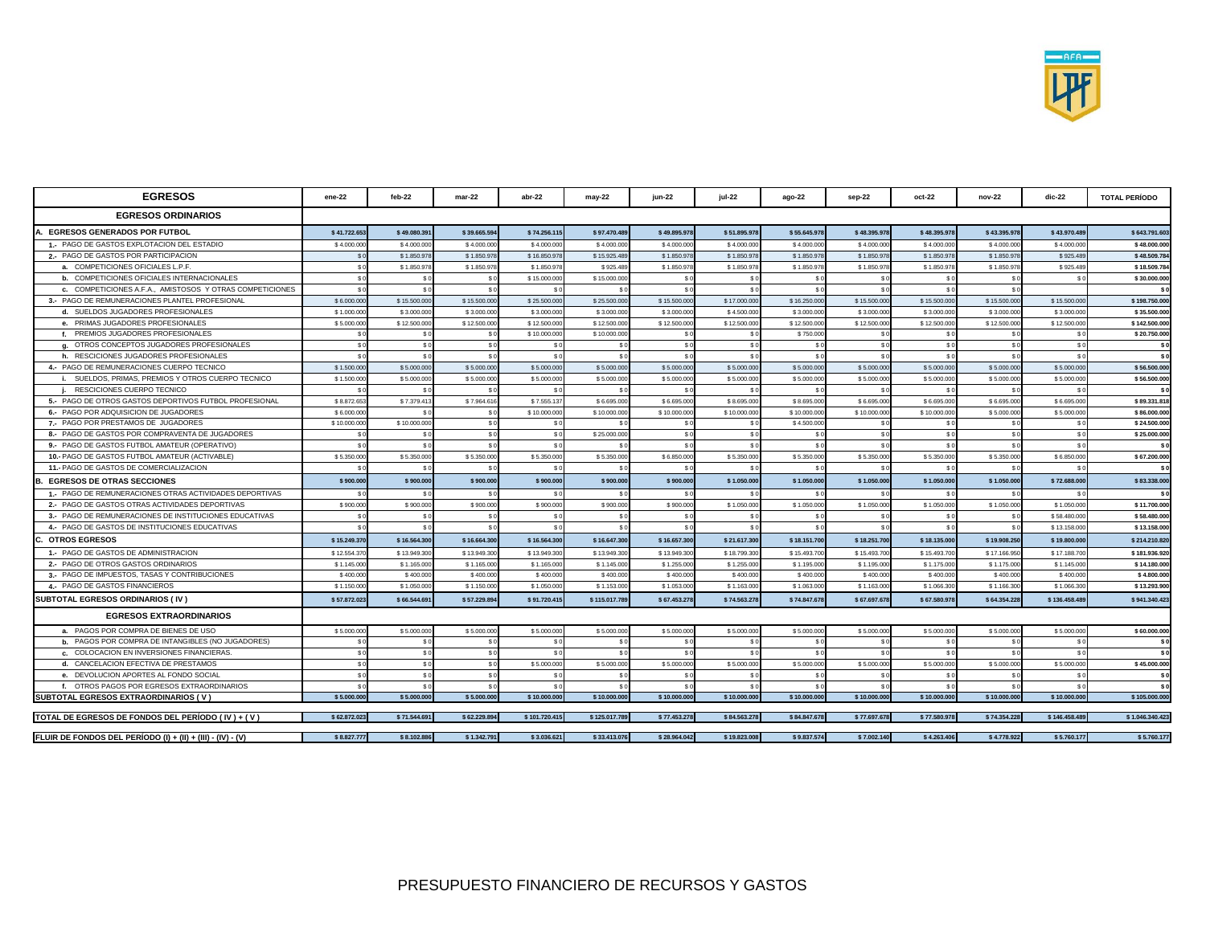| EGRESOS | ene-22 | feb-22 | mar-22 | abr-22 | may-22 | jun-22 | jul-22 | ago-22 | sep-22 | oct-22 | nov-22 | dic-22 | TOTAL PERÍODO |
|---|---|---|---|---|---|---|---|---|---|---|---|---|---|
| **EGRESOS ORDINARIOS** | | | | | | | | | | | | | |
| **A. EGRESOS GENERADOS POR FUTBOL** | **$ 41.722.653** | **$ 49.080.391** | **$ 39.665.594** | **$ 74.256.115** | **$ 97.470.489** | **$ 49.895.978** | **$ 51.895.978** | **$ 55.645.978** | **$ 48.395.978** | **$ 48.395.978** | **$ 43.395.978** | **$ 43.970.489** | **$ 643.791.603** |
| 1.- PAGO DE GASTOS EXPLOTACION DEL ESTADIO | $ 4.000.000 | $ 4.000.000 | $ 4.000.000 | $ 4.000.000 | $ 4.000.000 | $ 4.000.000 | $ 4.000.000 | $ 4.000.000 | $ 4.000.000 | $ 4.000.000 | $ 4.000.000 | $ 4.000.000 | **$ 48.000.000** |
| 2.- PAGO DE GASTOS POR PARTICIPACION | $ 0 | $ 1.850.978 | $ 1.850.978 | $ 16.850.978 | $ 15.925.489 | $ 1.850.978 | $ 1.850.978 | $ 1.850.978 | $ 1.850.978 | $ 1.850.978 | $ 1.850.978 | $ 925.489 | **$ 48.509.784** |
| a. COMPETICIONES OFICIALES L.P.F. | $ 0 | $ 1.850.978 | $ 1.850.978 | $ 1.850.978 | $ 925.489 | $ 1.850.978 | $ 1.850.978 | $ 1.850.978 | $ 1.850.978 | $ 1.850.978 | $ 1.850.978 | $ 925.489 | **$ 18.509.784** |
| b. COMPETICIONES OFICIALES INTERNACIONALES | $ 0 | $ 0 | $ 0 | $ 15.000.000 | $ 15.000.000 | $ 0 | $ 0 | $ 0 | $ 0 | $ 0 | $ 0 | $ 0 | **$ 30.000.000** |
| c. COMPETICIONES A.F.A., AMISTOSOS Y OTRAS COMPETICIONES | $ 0 | $ 0 | $ 0 | $ 0 | $ 0 | $ 0 | $ 0 | $ 0 | $ 0 | $ 0 | $ 0 | | **$ 0** |
| 3.- PAGO DE REMUNERACIONES PLANTEL PROFESIONAL | $ 6.000.000 | $ 15.500.000 | $ 15.500.000 | $ 25.500.000 | $ 25.500.000 | $ 15.500.000 | $ 17.000.000 | $ 16.250.000 | $ 15.500.000 | $ 15.500.000 | $ 15.500.000 | $ 15.500.000 | **$ 198.750.000** |
| d. SUELDOS JUGADORES PROFESIONALES | $ 1.000.000 | $ 3.000.000 | $ 3.000.000 | $ 3.000.000 | $ 3.000.000 | $ 3.000.000 | $ 4.500.000 | $ 3.000.000 | $ 3.000.000 | $ 3.000.000 | $ 3.000.000 | $ 3.000.000 | **$ 35.500.000** |
| e. PRIMAS JUGADORES PROFESIONALES | $ 5.000.000 | $ 12.500.000 | $ 12.500.000 | $ 12.500.000 | $ 12.500.000 | $ 12.500.000 | $ 12.500.000 | $ 12.500.000 | $ 12.500.000 | $ 12.500.000 | $ 12.500.000 | $ 12.500.000 | **$ 142.500.000** |
| f. PREMIOS JUGADORES PROFESIONALES | $ 0 | $ 0 | $ 0 | $ 10.000.000 | $ 10.000.000 | $ 0 | $ 0 | $ 750.000 | $ 0 | $ 0 | $ 0 | $ 0 | **$ 20.750.000** |
| g. OTROS CONCEPTOS JUGADORES PROFESIONALES | $ 0 | $ 0 | $ 0 | $ 0 | $ 0 | $ 0 | $ 0 | $ 0 | $ 0 | $ 0 | $ 0 | $ 0 | **$ 0** |
| h. RESCICIONES JUGADORES PROFESIONALES | $ 0 | $ 0 | $ 0 | $ 0 | $ 0 | $ 0 | $ 0 | $ 0 | $ 0 | $ 0 | $ 0 | $ 0 | **$ 0** |
| 4.- PAGO DE REMUNERACIONES CUERPO TECNICO | $ 1.500.000 | $ 5.000.000 | $ 5.000.000 | $ 5.000.000 | $ 5.000.000 | $ 5.000.000 | $ 5.000.000 | $ 5.000.000 | $ 5.000.000 | $ 5.000.000 | $ 5.000.000 | $ 5.000.000 | **$ 56.500.000** |
| i. SUELDOS, PRIMAS, PREMIOS Y OTROS CUERPO TECNICO | $ 1.500.000 | $ 5.000.000 | $ 5.000.000 | $ 5.000.000 | $ 5.000.000 | $ 5.000.000 | $ 5.000.000 | $ 5.000.000 | $ 5.000.000 | $ 5.000.000 | $ 5.000.000 | $ 5.000.000 | **$ 56.500.000** |
| j. RESCICIONES CUERPO TECNICO | $ 0 | $ 0 | $ 0 | $ 0 | $ 0 | $ 0 | $ 0 | $ 0 | $ 0 | $ 0 | $ 0 | $ 0 | **$ 0** |
| 5.- PAGO DE OTROS GASTOS DEPORTIVOS FUTBOL PROFESIONAL | $ 8.872.653 | $ 7.379.413 | $ 7.964.616 | $ 7.555.137 | $ 6.695.000 | $ 6.695.000 | $ 8.695.000 | $ 8.695.000 | $ 6.695.000 | $ 6.695.000 | $ 6.695.000 | $ 6.695.000 | **$ 89.331.818** |
| 6.- PAGO POR ADQUISICION DE JUGADORES | $ 6.000.000 | $ 0 | $ 0 | $ 10.000.000 | $ 10.000.000 | $ 10.000.000 | $ 10.000.000 | $ 10.000.000 | $ 10.000.000 | $ 10.000.000 | $ 5.000.000 | $ 5.000.000 | **$ 86.000.000** |
| 7.- PAGO POR PRESTAMOS DE JUGADORES | $ 10.000.000 | $ 10.000.000 | $ 0 | $ 0 | $ 0 | $ 0 | $ 0 | $ 4.500.000 | $ 0 | $ 0 | $ 0 | $ 0 | **$ 24.500.000** |
| 8.- PAGO DE GASTOS POR COMPRAVENTA DE JUGADORES | $ 0 | $ 0 | $ 0 | $ 0 | $ 25.000.000 | $ 0 | $ 0 | $ 0 | $ 0 | $ 0 | $ 0 | $ 0 | **$ 25.000.000** |
| 9.- PAGO DE GASTOS FUTBOL AMATEUR (OPERATIVO) | $ 0 | $ 0 | $ 0 | $ 0 | $ 0 | $ 0 | $ 0 | $ 0 | $ 0 | $ 0 | $ 0 | $ 0 | **$ 0** |
| 10.- PAGO DE GASTOS FUTBOL AMATEUR (ACTIVABLE) | $ 5.350.000 | $ 5.350.000 | $ 5.350.000 | $ 5.350.000 | $ 5.350.000 | $ 6.850.000 | $ 5.350.000 | $ 5.350.000 | $ 5.350.000 | $ 5.350.000 | $ 5.350.000 | $ 6.850.000 | **$ 67.200.000** |
| 11.- PAGO DE GASTOS DE COMERCIALIZACION | $ 0 | $ 0 | $ 0 | $ 0 | $ 0 | $ 0 | $ 0 | $ 0 | $ 0 | $ 0 | $ 0 | $ 0 | **$ 0** |
| **B. EGRESOS DE OTRAS SECCIONES** | **$ 900.000** | **$ 900.000** | **$ 900.000** | **$ 900.000** | **$ 900.000** | **$ 900.000** | **$ 1.050.000** | **$ 1.050.000** | **$ 1.050.000** | **$ 1.050.000** | **$ 1.050.000** | **$ 72.688.000** | **$ 83.338.000** |
| 1.- PAGO DE REMUNERACIONES OTRAS ACTIVIDADES DEPORTIVAS | $ 0 | $ 0 | $ 0 | $ 0 | $ 0 | $ 0 | $ 0 | $ 0 | $ 0 | $ 0 | $ 0 | $ 0 | **$ 0** |
| 2.- PAGO DE GASTOS OTRAS ACTIVIDADES DEPORTIVAS | $ 900.000 | $ 900.000 | $ 900.000 | $ 900.000 | $ 900.000 | $ 900.000 | $ 1.050.000 | $ 1.050.000 | $ 1.050.000 | $ 1.050.000 | $ 1.050.000 | $ 1.050.000 | **$ 11.700.000** |
| 3.- PAGO DE REMUNERACIONES DE INSTITUCIONES EDUCATIVAS | $ 0 | $ 0 | $ 0 | $ 0 | $ 0 | $ 0 | $ 0 | $ 0 | $ 0 | $ 0 | $ 0 | $ 58.480.000 | **$ 58.480.000** |
| 4.- PAGO DE GASTOS DE INSTITUCIONES EDUCATIVAS | $ 0 | $ 0 | $ 0 | $ 0 | $ 0 | $ 0 | $ 0 | $ 0 | $ 0 | $ 0 | $ 0 | $ 13.158.000 | **$ 13.158.000** |
| **C. OTROS EGRESOS** | **$ 15.249.370** | **$ 16.564.300** | **$ 16.664.300** | **$ 16.564.300** | **$ 16.647.300** | **$ 16.657.300** | **$ 21.617.300** | **$ 18.151.700** | **$ 18.251.700** | **$ 18.135.000** | **$ 19.908.250** | **$ 19.800.000** | **$ 214.210.820** |
| 1.- PAGO DE GASTOS DE ADMINISTRACION | $ 12.554.370 | $ 13.949.300 | $ 13.949.300 | $ 13.949.300 | $ 13.949.300 | $ 13.949.300 | $ 18.799.300 | $ 15.493.700 | $ 15.493.700 | $ 15.493.700 | $ 17.166.950 | $ 17.188.700 | **$ 181.936.920** |
| 2.- PAGO DE OTROS GASTOS ORDINARIOS | $ 1.145.000 | $ 1.165.000 | $ 1.165.000 | $ 1.165.000 | $ 1.145.000 | $ 1.255.000 | $ 1.255.000 | $ 1.195.000 | $ 1.195.000 | $ 1.175.000 | $ 1.175.000 | $ 1.145.000 | **$ 14.180.000** |
| 3.- PAGO DE IMPUESTOS, TASAS Y CONTRIBUCIONES | $ 400.000 | $ 400.000 | $ 400.000 | $ 400.000 | $ 400.000 | $ 400.000 | $ 400.000 | $ 400.000 | $ 400.000 | $ 400.000 | $ 400.000 | $ 400.000 | **$ 4.800.000** |
| 4.- PAGO DE GASTOS FINANCIEROS | $ 1.150.000 | $ 1.050.000 | $ 1.150.000 | $ 1.050.000 | $ 1.153.000 | $ 1.053.000 | $ 1.163.000 | $ 1.063.000 | $ 1.163.000 | $ 1.066.300 | $ 1.166.300 | $ 1.066.300 | **$ 13.293.900** |
| **SUBTOTAL EGRESOS ORDINARIOS ( IV )** | **$ 57.872.023** | **$ 66.544.691** | **$ 57.229.894** | **$ 91.720.415** | **$ 115.017.789** | **$ 67.453.278** | **$ 74.563.278** | **$ 74.847.678** | **$ 67.697.678** | **$ 67.580.978** | **$ 64.354.228** | **$ 136.458.489** | **$ 941.340.423** |
| **EGRESOS EXTRAORDINARIOS** | | | | | | | | | | | | | |
| a. PAGOS POR COMPRA DE BIENES DE USO | $ 5.000.000 | $ 5.000.000 | $ 5.000.000 | $ 5.000.000 | $ 5.000.000 | $ 5.000.000 | $ 5.000.000 | $ 5.000.000 | $ 5.000.000 | $ 5.000.000 | $ 5.000.000 | $ 5.000.000 | **$ 60.000.000** |
| b. PAGOS POR COMPRA DE INTANGIBLES (NO JUGADORES) | $ 0 | $ 0 | $ 0 | $ 0 | $ 0 | $ 0 | $ 0 | $ 0 | $ 0 | $ 0 | $ 0 | $ 0 | **$ 0** |
| c. COLOCACION EN INVERSIONES FINANCIERAS. | $ 0 | $ 0 | $ 0 | $ 0 | $ 0 | $ 0 | $ 0 | $ 0 | $ 0 | $ 0 | $ 0 | $ 0 | **$ 0** |
| d. CANCELACION EFECTIVA DE PRESTAMOS | $ 0 | $ 0 | $ 0 | $ 5.000.000 | $ 5.000.000 | $ 5.000.000 | $ 5.000.000 | $ 5.000.000 | $ 5.000.000 | $ 5.000.000 | $ 5.000.000 | $ 5.000.000 | **$ 45.000.000** |
| e. DEVOLUCION APORTES AL FONDO SOCIAL | $ 0 | $ 0 | $ 0 | $ 0 | $ 0 | $ 0 | $ 0 | $ 0 | $ 0 | $ 0 | $ 0 | $ 0 | **$ 0** |
| f. OTROS PAGOS POR EGRESOS EXTRAORDINARIOS | $ 0 | $ 0 | $ 0 | $ 0 | $ 0 | $ 0 | $ 0 | $ 0 | $ 0 | $ 0 | $ 0 | $ 0 | **$ 0** |
| **SUBTOTAL EGRESOS EXTRAORDINARIOS ( V )** | **$ 5.000.000** | **$ 5.000.000** | **$ 5.000.000** | **$ 10.000.000** | **$ 10.000.000** | **$ 10.000.000** | **$ 10.000.000** | **$ 10.000.000** | **$ 10.000.000** | **$ 10.000.000** | **$ 10.000.000** | **$ 10.000.000** | **$ 105.000.000** |
| **TOTAL DE EGRESOS DE FONDOS DEL PERÍODO ( IV ) + ( V )** | **$ 62.872.023** | **$ 71.544.691** | **$ 62.229.894** | **$ 101.720.415** | **$ 125.017.789** | **$ 77.453.278** | **$ 84.563.278** | **$ 84.847.678** | **$ 77.697.678** | **$ 77.580.978** | **$ 74.354.228** | **$ 146.458.489** | **$ 1.046.340.423** |
| **FLUIR DE FONDOS DEL PERÍODO (I) + (II) + (III) - (IV) - (V)** | **$ 8.827.777** | **$ 8.102.886** | **$ 1.342.791** | **$ 3.036.621** | **$ 33.413.076** | **$ 28.964.042** | **$ 19.823.008** | **$ 9.837.574** | **$ 7.002.140** | **$ 4.263.406** | **$ 4.778.922** | **$ 5.760.177** | **$ 5.760.177** |

PRESUPUESTO FINANCIERO DE RECURSOS Y GASTOS